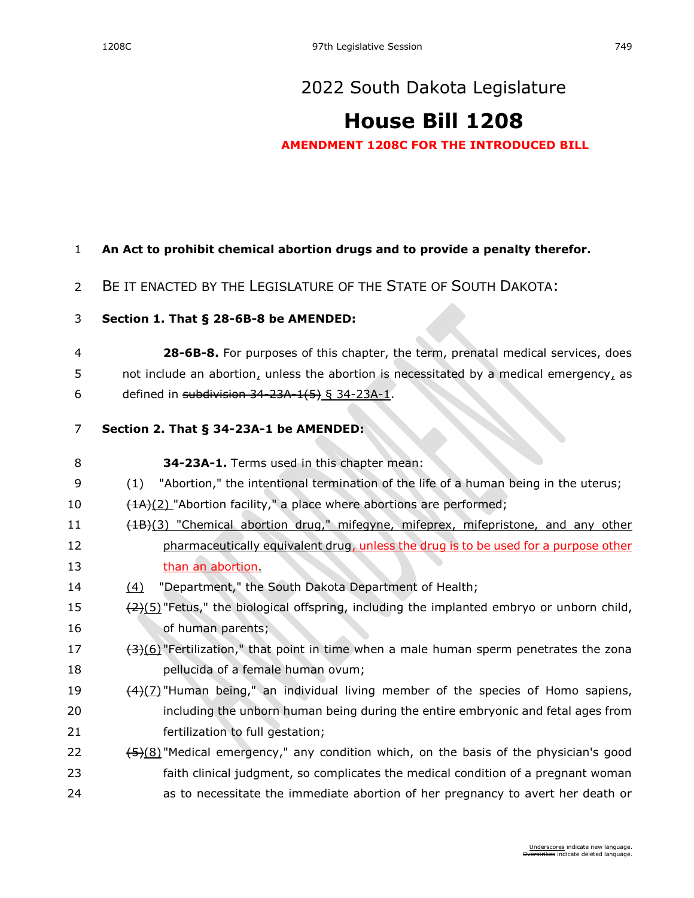# 2022 South Dakota Legislature

# House Bill 1208

**AMENDMENT 1208C FOR THE INTRODUCED BILL**

**An Act to prohibit chemical abortion drugs and to provide a penalty therefor.**

BE IT ENACTED BY THE LEGISLATURE OF THE STATE OF SOUTH DAKOTA:

**Section 1. That § 28-6B-8 be AMENDED:**

**28-6B-8.** For purposes of this chapter, the term, prenatal medical services, does not include an abortion, unless the abortion is necessitated by a medical emergency, as defined in ~~subdivision 34-23A-1(5)~~ § 34-23A-1.

**Section 2. That § 34-23A-1 be AMENDED:**

**34-23A-1.** Terms used in this chapter mean:

(1) "Abortion," the intentional termination of the life of a human being in the uterus;

~~(1A)~~(2) "Abortion facility," a place where abortions are performed;

~~(1B)~~(3) "Chemical abortion drug," mifegyne, mifeprex, mifepristone, and any other pharmaceutically equivalent drug, unless the drug is to be used for a purpose other than an abortion.

(4) "Department," the South Dakota Department of Health;

~~(2)~~(5) "Fetus," the biological offspring, including the implanted embryo or unborn child, of human parents;

~~(3)~~(6) "Fertilization," that point in time when a male human sperm penetrates the zona pellucida of a female human ovum;

~~(4)~~(7) "Human being," an individual living member of the species of Homo sapiens, including the unborn human being during the entire embryonic and fetal ages from fertilization to full gestation;

~~(5)~~(8) "Medical emergency," any condition which, on the basis of the physician's good faith clinical judgment, so complicates the medical condition of a pregnant woman as to necessitate the immediate abortion of her pregnancy to avert her death or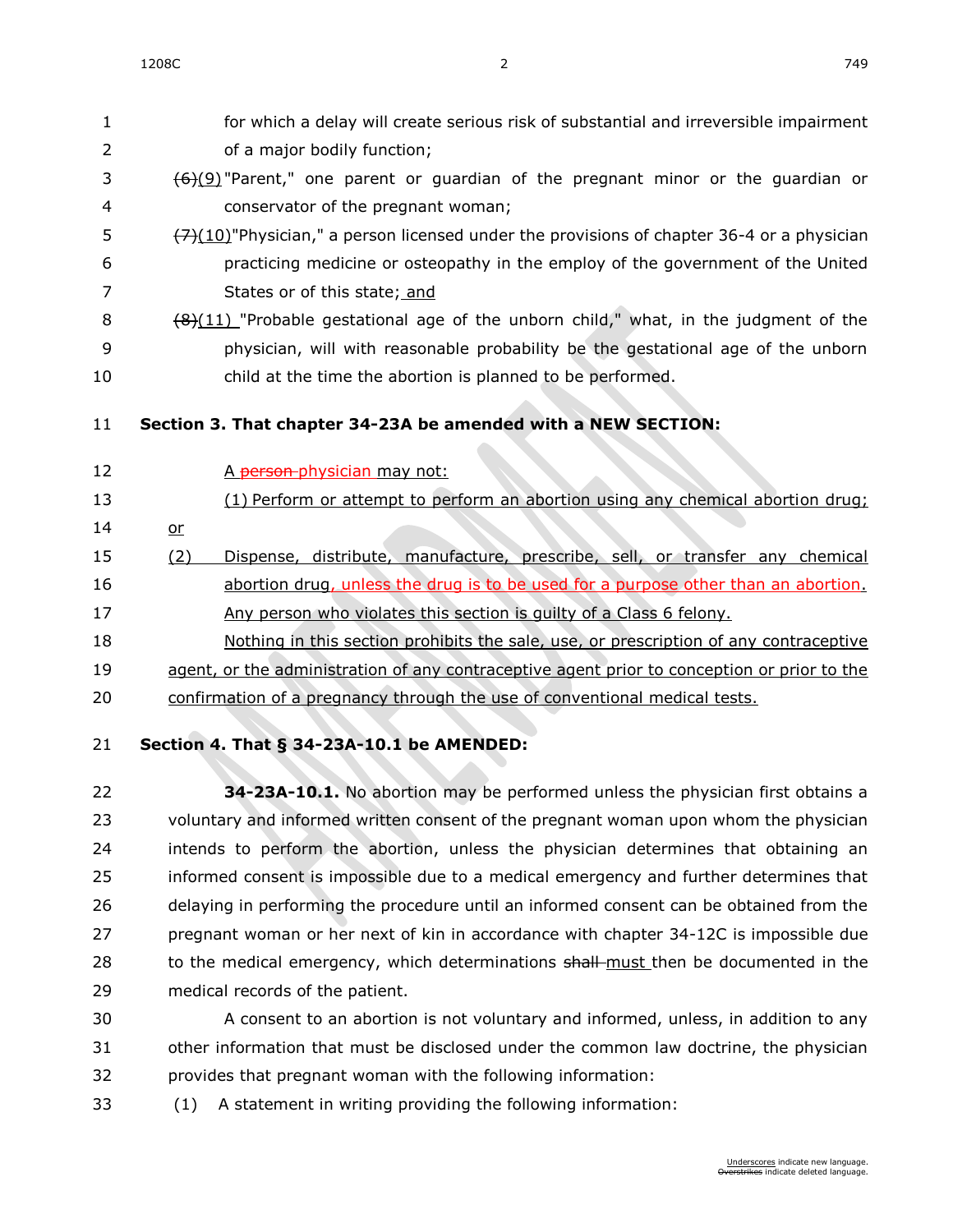for which a delay will create serious risk of substantial and irreversible impairment of a major bodily function;

~~(6)~~(9) "Parent," one parent or guardian of the pregnant minor or the guardian or conservator of the pregnant woman;

~~(7)~~(10) "Physician," a person licensed under the provisions of chapter 36-4 or a physician practicing medicine or osteopathy in the employ of the government of the United States or of this state; and

~~(8)~~(11) "Probable gestational age of the unborn child," what, in the judgment of the physician, will with reasonable probability be the gestational age of the unborn child at the time the abortion is planned to be performed.

**Section 3. That chapter 34-23A be amended with a NEW SECTION:**

A ~~person~~ physician may not:

(1) Perform or attempt to perform an abortion using any chemical abortion drug; or

(2) Dispense, distribute, manufacture, prescribe, sell, or transfer any chemical abortion drug, unless the drug is to be used for a purpose other than an abortion.

Any person who violates this section is guilty of a Class 6 felony.

Nothing in this section prohibits the sale, use, or prescription of any contraceptive agent, or the administration of any contraceptive agent prior to conception or prior to the confirmation of a pregnancy through the use of conventional medical tests.

**Section 4. That § 34-23A-10.1 be AMENDED:**

**34-23A-10.1.** No abortion may be performed unless the physician first obtains a voluntary and informed written consent of the pregnant woman upon whom the physician intends to perform the abortion, unless the physician determines that obtaining an informed consent is impossible due to a medical emergency and further determines that delaying in performing the procedure until an informed consent can be obtained from the pregnant woman or her next of kin in accordance with chapter 34-12C is impossible due to the medical emergency, which determinations ~~shall~~ must then be documented in the medical records of the patient.

A consent to an abortion is not voluntary and informed, unless, in addition to any other information that must be disclosed under the common law doctrine, the physician provides that pregnant woman with the following information:

(1) A statement in writing providing the following information: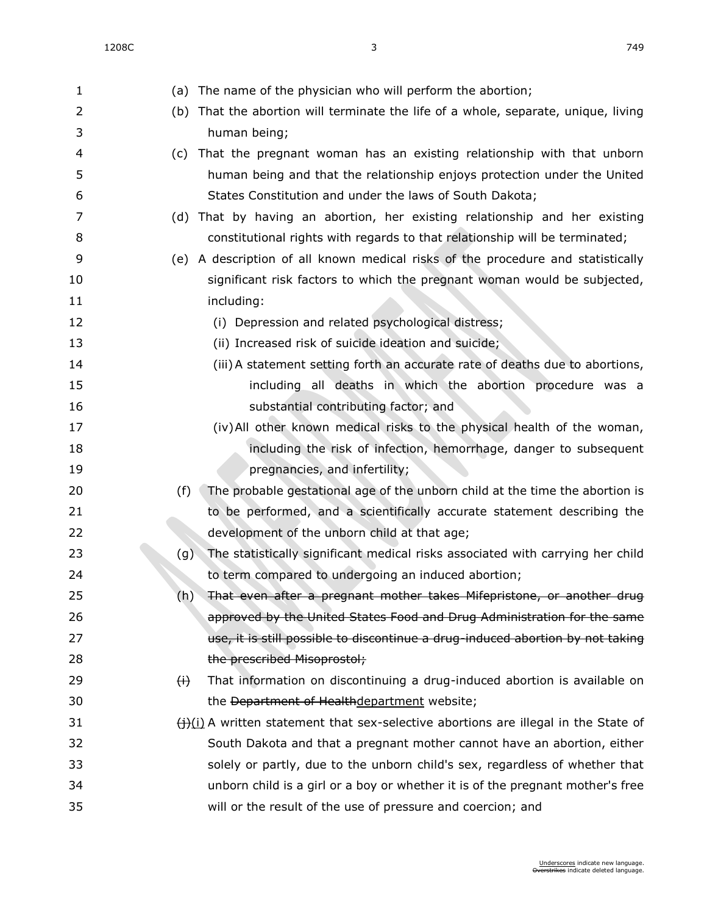(a) The name of the physician who will perform the abortion;

(b) That the abortion will terminate the life of a whole, separate, unique, living human being;

(c) That the pregnant woman has an existing relationship with that unborn human being and that the relationship enjoys protection under the United States Constitution and under the laws of South Dakota;

(d) That by having an abortion, her existing relationship and her existing constitutional rights with regards to that relationship will be terminated;

(e) A description of all known medical risks of the procedure and statistically significant risk factors to which the pregnant woman would be subjected, including:

- (i) Depression and related psychological distress;
- (ii) Increased risk of suicide ideation and suicide;
- (iii) A statement setting forth an accurate rate of deaths due to abortions, including all deaths in which the abortion procedure was a substantial contributing factor; and
- (iv) All other known medical risks to the physical health of the woman, including the risk of infection, hemorrhage, danger to subsequent pregnancies, and infertility;

(f) The probable gestational age of the unborn child at the time the abortion is to be performed, and a scientifically accurate statement describing the development of the unborn child at that age;

(g) The statistically significant medical risks associated with carrying her child to term compared to undergoing an induced abortion;

(h) ~~That even after a pregnant mother takes Mifepristone, or another drug approved by the United States Food and Drug Administration for the same use, it is still possible to discontinue a drug-induced abortion by not taking the prescribed Misoprostol;~~

~~(i)~~ That information on discontinuing a drug-induced abortion is available on the ~~Department of Health~~<u>department</u> website;

~~(j)~~<u>(i)</u> A written statement that sex-selective abortions are illegal in the State of South Dakota and that a pregnant mother cannot have an abortion, either solely or partly, due to the unborn child's sex, regardless of whether that unborn child is a girl or a boy or whether it is of the pregnant mother's free will or the result of the use of pressure and coercion; and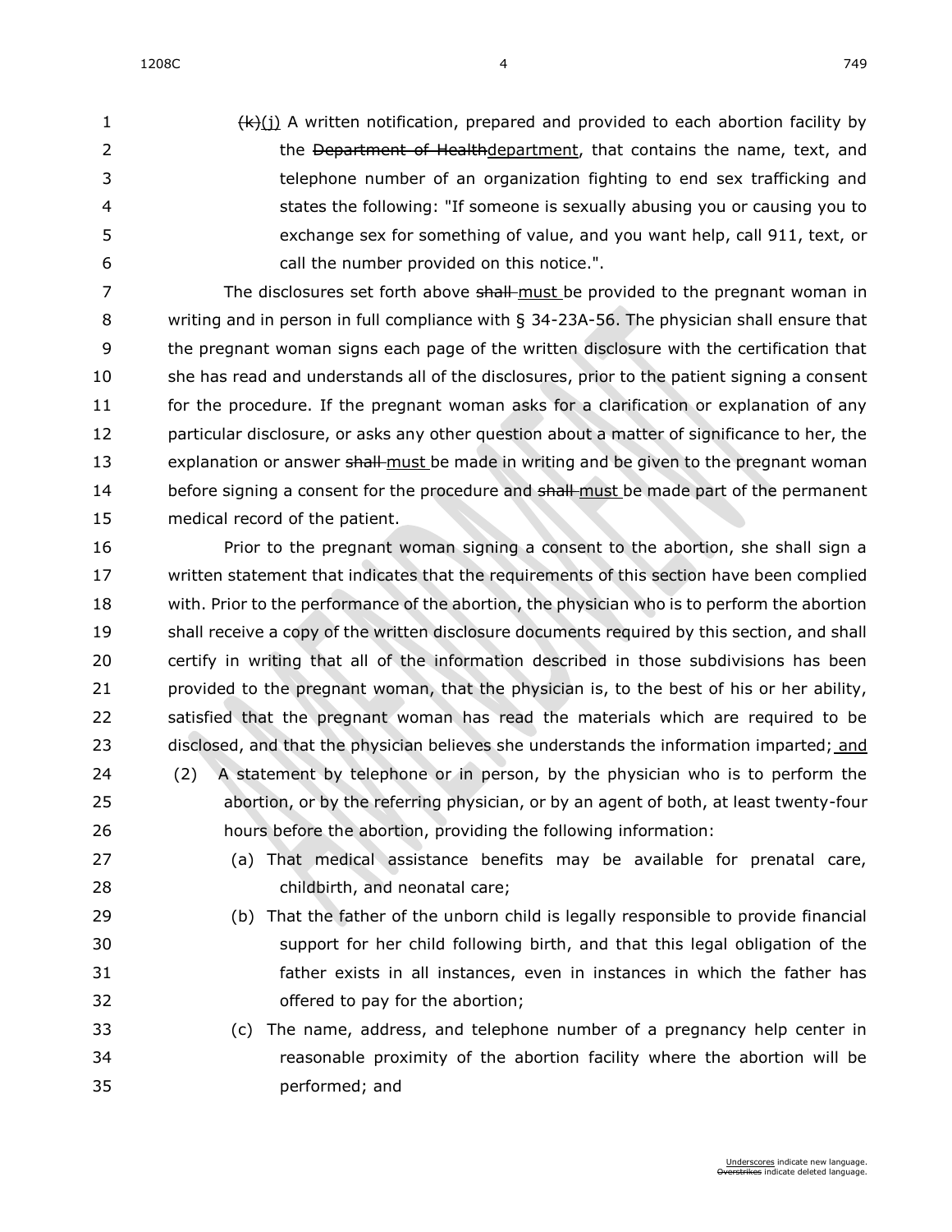~~(k)~~(j) A written notification, prepared and provided to each abortion facility by the ~~Department of Health~~department, that contains the name, text, and telephone number of an organization fighting to end sex trafficking and states the following: "If someone is sexually abusing you or causing you to exchange sex for something of value, and you want help, call 911, text, or call the number provided on this notice.".

The disclosures set forth above ~~shall~~ must be provided to the pregnant woman in writing and in person in full compliance with § 34-23A-56. The physician shall ensure that the pregnant woman signs each page of the written disclosure with the certification that she has read and understands all of the disclosures, prior to the patient signing a consent for the procedure. If the pregnant woman asks for a clarification or explanation of any particular disclosure, or asks any other question about a matter of significance to her, the explanation or answer ~~shall~~ must be made in writing and be given to the pregnant woman before signing a consent for the procedure and ~~shall~~ must be made part of the permanent medical record of the patient.

Prior to the pregnant woman signing a consent to the abortion, she shall sign a written statement that indicates that the requirements of this section have been complied with. Prior to the performance of the abortion, the physician who is to perform the abortion shall receive a copy of the written disclosure documents required by this section, and shall certify in writing that all of the information described in those subdivisions has been provided to the pregnant woman, that the physician is, to the best of his or her ability, satisfied that the pregnant woman has read the materials which are required to be disclosed, and that the physician believes she understands the information imparted; and

(2) A statement by telephone or in person, by the physician who is to perform the abortion, or by the referring physician, or by an agent of both, at least twenty-four hours before the abortion, providing the following information:

(a) That medical assistance benefits may be available for prenatal care, childbirth, and neonatal care;

(b) That the father of the unborn child is legally responsible to provide financial support for her child following birth, and that this legal obligation of the father exists in all instances, even in instances in which the father has offered to pay for the abortion;

(c) The name, address, and telephone number of a pregnancy help center in reasonable proximity of the abortion facility where the abortion will be performed; and

Underscores indicate new language.
~~Overstrikes~~ indicate deleted language.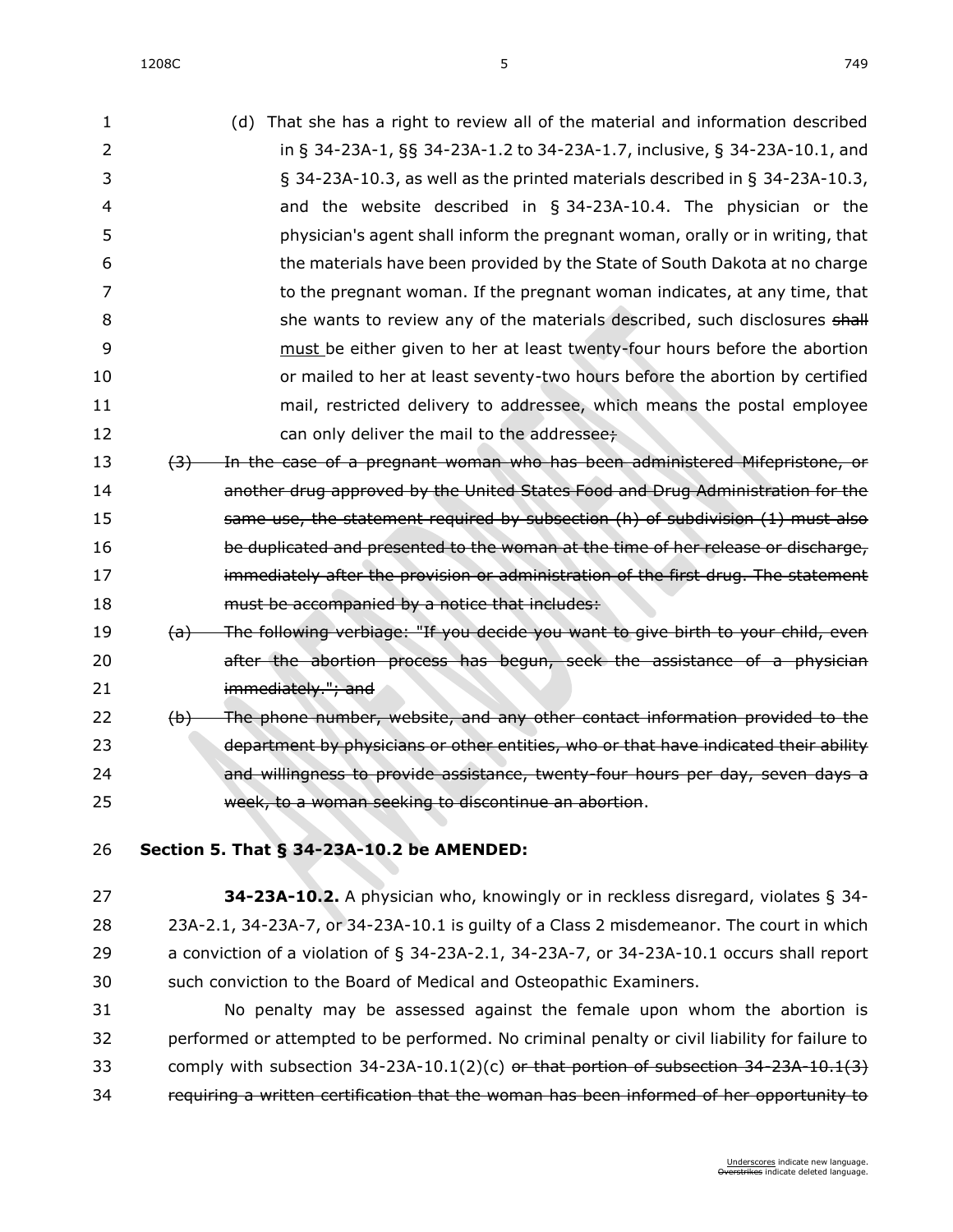(d) That she has a right to review all of the material and information described in § 34-23A-1, §§ 34-23A-1.2 to 34-23A-1.7, inclusive, § 34-23A-10.1, and § 34-23A-10.3, as well as the printed materials described in § 34-23A-10.3, and the website described in § 34-23A-10.4. The physician or the physician's agent shall inform the pregnant woman, orally or in writing, that the materials have been provided by the State of South Dakota at no charge to the pregnant woman. If the pregnant woman indicates, at any time, that she wants to review any of the materials described, such disclosures ~~shall~~ <u>must</u> be either given to her at least twenty-four hours before the abortion or mailed to her at least seventy-two hours before the abortion by certified mail, restricted delivery to addressee, which means the postal employee can only deliver the mail to the addressee~~;~~

~~(3) In the case of a pregnant woman who has been administered Mifepristone, or another drug approved by the United States Food and Drug Administration for the same use, the statement required by subsection (h) of subdivision (1) must also be duplicated and presented to the woman at the time of her release or discharge, immediately after the provision or administration of the first drug. The statement must be accompanied by a notice that includes:~~

~~(a) The following verbiage: "If you decide you want to give birth to your child, even after the abortion process has begun, seek the assistance of a physician immediately."; and~~

~~(b) The phone number, website, and any other contact information provided to the department by physicians or other entities, who or that have indicated their ability and willingness to provide assistance, twenty-four hours per day, seven days a week, to a woman seeking to discontinue an abortion~~.

**Section 5. That § 34-23A-10.2 be AMENDED:**

**34-23A-10.2.** A physician who, knowingly or in reckless disregard, violates § 34-23A-2.1, 34-23A-7, or 34-23A-10.1 is guilty of a Class 2 misdemeanor. The court in which a conviction of a violation of § 34-23A-2.1, 34-23A-7, or 34-23A-10.1 occurs shall report such conviction to the Board of Medical and Osteopathic Examiners.

No penalty may be assessed against the female upon whom the abortion is performed or attempted to be performed. No criminal penalty or civil liability for failure to comply with subsection 34-23A-10.1(2)(c) ~~or that portion of subsection 34-23A-10.1(3) requiring a written certification that the woman has been informed of her opportunity to~~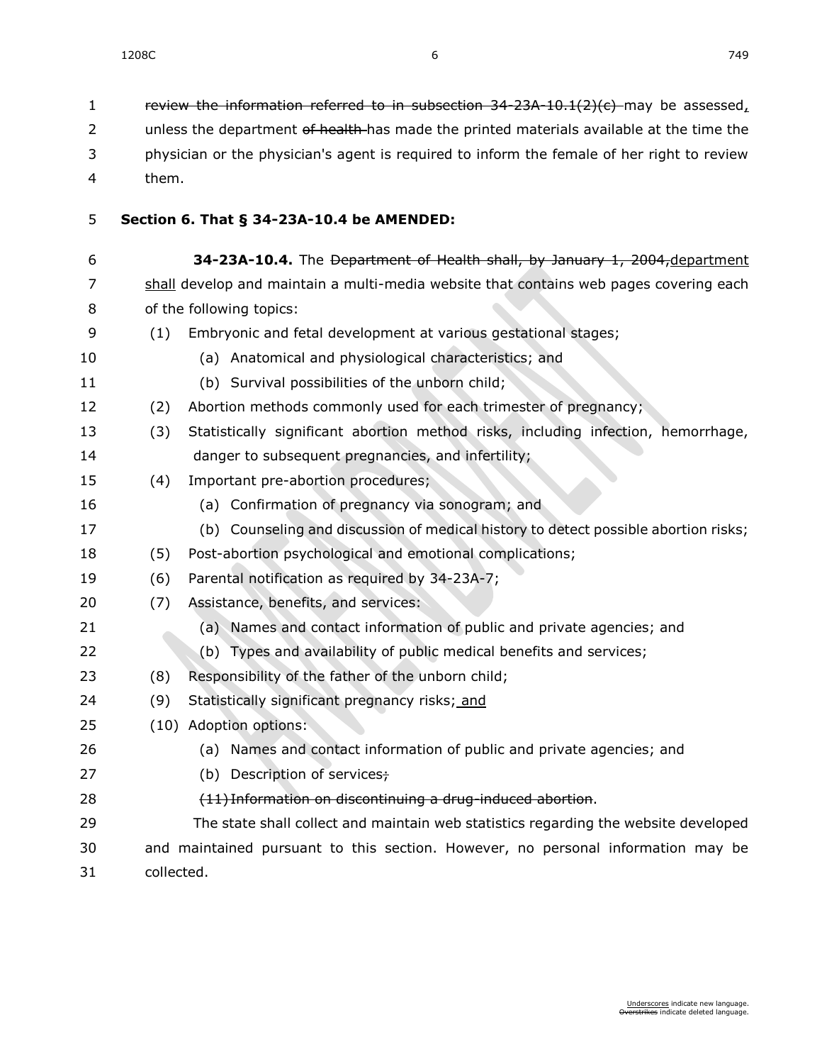review the information referred to in subsection 34-23A-10.1(2)(c) may be assessed, unless the department of health has made the printed materials available at the time the physician or the physician's agent is required to inform the female of her right to review them.

**Section 6. That § 34-23A-10.4 be AMENDED:**

**34-23A-10.4.** The Department of Health shall, by January 1, 2004,department shall develop and maintain a multi-media website that contains web pages covering each of the following topics:

(1) Embryonic and fetal development at various gestational stages;
   (a) Anatomical and physiological characteristics; and
   (b) Survival possibilities of the unborn child;
(2) Abortion methods commonly used for each trimester of pregnancy;
(3) Statistically significant abortion method risks, including infection, hemorrhage, danger to subsequent pregnancies, and infertility;
(4) Important pre-abortion procedures;
   (a) Confirmation of pregnancy via sonogram; and
   (b) Counseling and discussion of medical history to detect possible abortion risks;
(5) Post-abortion psychological and emotional complications;
(6) Parental notification as required by 34-23A-7;
(7) Assistance, benefits, and services:
   (a) Names and contact information of public and private agencies; and
   (b) Types and availability of public medical benefits and services;
(8) Responsibility of the father of the unborn child;
(9) Statistically significant pregnancy risks; and
(10) Adoption options:
   (a) Names and contact information of public and private agencies; and
   (b) Description of services;
   (11) Information on discontinuing a drug-induced abortion.

The state shall collect and maintain web statistics regarding the website developed and maintained pursuant to this section. However, no personal information may be collected.